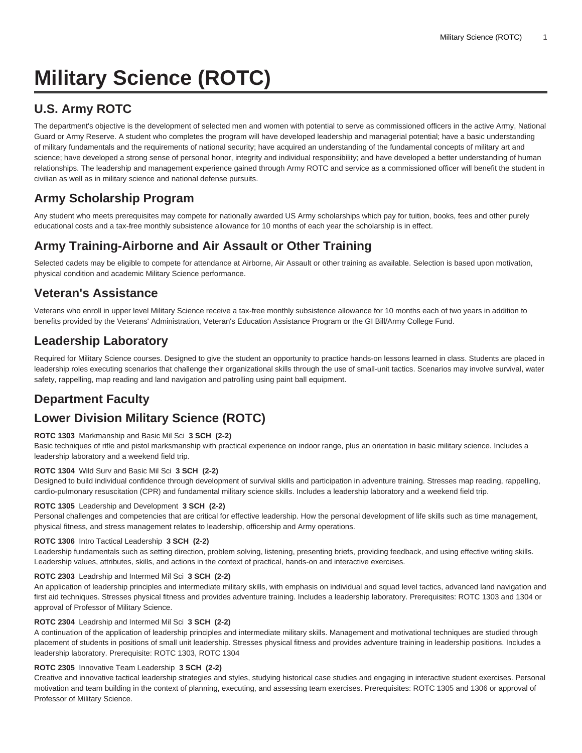# Military Science (ROTC)

## U.S. Army ROTC

The department's objective is the development of selected men and women with potential to serve as commissioned officers in the active Army, National Guard or Army Reserve. A student who completes the program will have developed leadership and managerial potential; have a basic understanding of military fundamentals and the requirements of national security; have acquired an understanding of the fundamental concepts of military art and science; have developed a strong sense of personal honor, integrity and individual responsibility; and have developed a better understanding of human relationships. The leadership and management experience gained through Army ROTC and service as a commissioned officer will benefit the student in civilian as well as in military science and national defense pursuits.

## Army Scholarship Program

Any student who meets prerequisites may compete for nationally awarded US Army scholarships which pay for tuition, books, fees and other purely educational costs and a tax-free monthly subsistence allowance for 10 months of each year the scholarship is in effect.

## Army Training-Airborne and Air Assault or Other Training

Selected cadets may be eligible to compete for attendance at Airborne, Air Assault or other training as available. Selection is based upon motivation, physical condition and academic Military Science performance.

## Veteran's Assistance

Veterans who enroll in upper level Military Science receive a tax-free monthly subsistence allowance for 10 months each of two years in addition to benefits provided by the Veterans' Administration, Veteran's Education Assistance Program or the GI Bill/Army College Fund.

## Leadership Laboratory

Required for Military Science courses. Designed to give the student an opportunity to practice hands-on lessons learned in class. Students are placed in leadership roles executing scenarios that challenge their organizational skills through the use of small-unit tactics. Scenarios may involve survival, water safety, rappelling, map reading and land navigation and patrolling using paint ball equipment.

## Department Faculty

## Lower Division Military Science (ROTC)

**ROTC 1303** Markmanship and Basic Mil Sci **3 SCH (2-2)**
Basic techniques of rifle and pistol marksmanship with practical experience on indoor range, plus an orientation in basic military science. Includes a leadership laboratory and a weekend field trip.

**ROTC 1304** Wild Surv and Basic Mil Sci **3 SCH (2-2)**
Designed to build individual confidence through development of survival skills and participation in adventure training. Stresses map reading, rappelling, cardio-pulmonary resuscitation (CPR) and fundamental military science skills. Includes a leadership laboratory and a weekend field trip.

**ROTC 1305** Leadership and Development **3 SCH (2-2)**
Personal challenges and competencies that are critical for effective leadership. How the personal development of life skills such as time management, physical fitness, and stress management relates to leadership, officership and Army operations.

**ROTC 1306** Intro Tactical Leadership **3 SCH (2-2)**
Leadership fundamentals such as setting direction, problem solving, listening, presenting briefs, providing feedback, and using effective writing skills. Leadership values, attributes, skills, and actions in the context of practical, hands-on and interactive exercises.

**ROTC 2303** Leadrship and Intermed Mil Sci **3 SCH (2-2)**
An application of leadership principles and intermediate military skills, with emphasis on individual and squad level tactics, advanced land navigation and first aid techniques. Stresses physical fitness and provides adventure training. Includes a leadership laboratory. Prerequisites: ROTC 1303 and 1304 or approval of Professor of Military Science.

**ROTC 2304** Leadrship and Intermed Mil Sci **3 SCH (2-2)**
A continuation of the application of leadership principles and intermediate military skills. Management and motivational techniques are studied through placement of students in positions of small unit leadership. Stresses physical fitness and provides adventure training in leadership positions. Includes a leadership laboratory. Prerequisite: ROTC 1303, ROTC 1304

**ROTC 2305** Innovative Team Leadership **3 SCH (2-2)**
Creative and innovative tactical leadership strategies and styles, studying historical case studies and engaging in interactive student exercises. Personal motivation and team building in the context of planning, executing, and assessing team exercises. Prerequisites: ROTC 1305 and 1306 or approval of Professor of Military Science.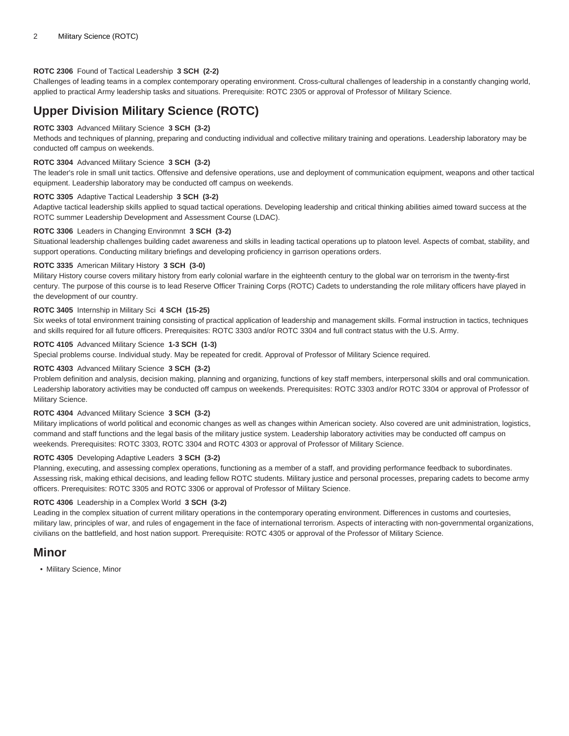**ROTC 2306** Found of Tactical Leadership **3 SCH (2-2)**
Challenges of leading teams in a complex contemporary operating environment. Cross-cultural challenges of leadership in a constantly changing world, applied to practical Army leadership tasks and situations. Prerequisite: ROTC 2305 or approval of Professor of Military Science.

## Upper Division Military Science (ROTC)

**ROTC 3303** Advanced Military Science **3 SCH (3-2)**
Methods and techniques of planning, preparing and conducting individual and collective military training and operations. Leadership laboratory may be conducted off campus on weekends.

**ROTC 3304** Advanced Military Science **3 SCH (3-2)**
The leader's role in small unit tactics. Offensive and defensive operations, use and deployment of communication equipment, weapons and other tactical equipment. Leadership laboratory may be conducted off campus on weekends.

**ROTC 3305** Adaptive Tactical Leadership **3 SCH (3-2)**
Adaptive tactical leadership skills applied to squad tactical operations. Developing leadership and critical thinking abilities aimed toward success at the ROTC summer Leadership Development and Assessment Course (LDAC).

**ROTC 3306** Leaders in Changing Environmnt **3 SCH (3-2)**
Situational leadership challenges building cadet awareness and skills in leading tactical operations up to platoon level. Aspects of combat, stability, and support operations. Conducting military briefings and developing proficiency in garrison operations orders.

**ROTC 3335** American Military History **3 SCH (3-0)**
Military History course covers military history from early colonial warfare in the eighteenth century to the global war on terrorism in the twenty-first century. The purpose of this course is to lead Reserve Officer Training Corps (ROTC) Cadets to understanding the role military officers have played in the development of our country.

**ROTC 3405** Internship in Military Sci **4 SCH (15-25)**
Six weeks of total environment training consisting of practical application of leadership and management skills. Formal instruction in tactics, techniques and skills required for all future officers. Prerequisites: ROTC 3303 and/or ROTC 3304 and full contract status with the U.S. Army.

**ROTC 4105** Advanced Military Science **1-3 SCH (1-3)**
Special problems course. Individual study. May be repeated for credit. Approval of Professor of Military Science required.

**ROTC 4303** Advanced Military Science **3 SCH (3-2)**
Problem definition and analysis, decision making, planning and organizing, functions of key staff members, interpersonal skills and oral communication. Leadership laboratory activities may be conducted off campus on weekends. Prerequisites: ROTC 3303 and/or ROTC 3304 or approval of Professor of Military Science.

**ROTC 4304** Advanced Military Science **3 SCH (3-2)**
Military implications of world political and economic changes as well as changes within American society. Also covered are unit administration, logistics, command and staff functions and the legal basis of the military justice system. Leadership laboratory activities may be conducted off campus on weekends. Prerequisites: ROTC 3303, ROTC 3304 and ROTC 4303 or approval of Professor of Military Science.

**ROTC 4305** Developing Adaptive Leaders **3 SCH (3-2)**
Planning, executing, and assessing complex operations, functioning as a member of a staff, and providing performance feedback to subordinates. Assessing risk, making ethical decisions, and leading fellow ROTC students. Military justice and personal processes, preparing cadets to become army officers. Prerequisites: ROTC 3305 and ROTC 3306 or approval of Professor of Military Science.

**ROTC 4306** Leadership in a Complex World **3 SCH (3-2)**
Leading in the complex situation of current military operations in the contemporary operating environment. Differences in customs and courtesies, military law, principles of war, and rules of engagement in the face of international terrorism. Aspects of interacting with non-governmental organizations, civilians on the battlefield, and host nation support. Prerequisite: ROTC 4305 or approval of the Professor of Military Science.

## Minor

- Military Science, Minor